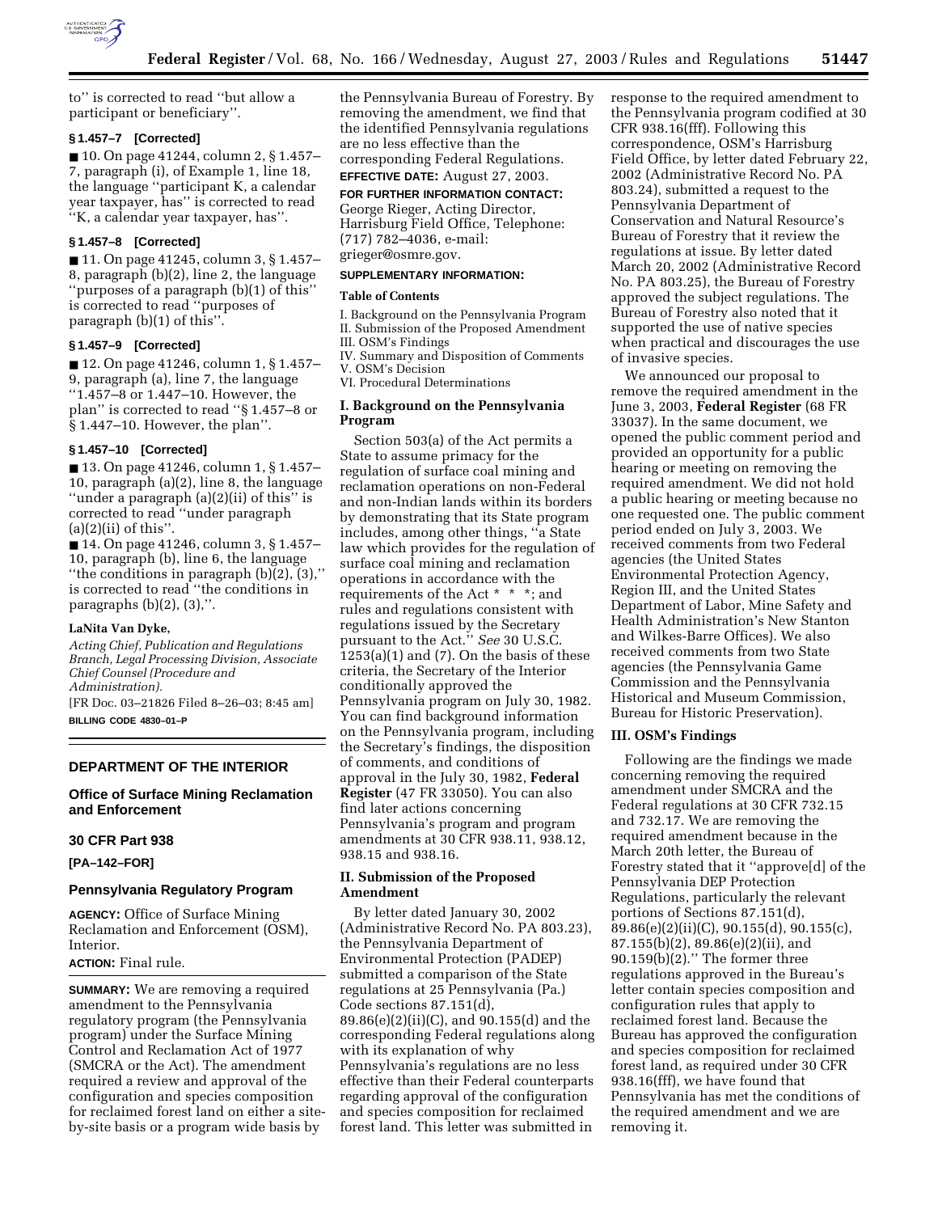to'' is corrected to read ''but allow a participant or beneficiary''.

**§ 1.457–7 [Corrected]**

■ 10. On page 41244, column 2, § 1.457–7, paragraph (i), of Example 1, line 18, the language ''participant K, a calendar year taxpayer, has'' is corrected to read ''K, a calendar year taxpayer, has''.

**§ 1.457–8 [Corrected]**

■ 11. On page 41245, column 3, § 1.457–8, paragraph (b)(2), line 2, the language ''purposes of a paragraph (b)(1) of this'' is corrected to read ''purposes of paragraph (b)(1) of this''.

**§ 1.457–9 [Corrected]**

■ 12. On page 41246, column 1, § 1.457–9, paragraph (a), line 7, the language ''1.457–8 or 1.447–10. However, the plan'' is corrected to read ''§ 1.457–8 or § 1.447–10. However, the plan''.

**§ 1.457–10 [Corrected]**

■ 13. On page 41246, column 1, § 1.457–10, paragraph (a)(2), line 8, the language ''under a paragraph (a)(2)(ii) of this'' is corrected to read ''under paragraph (a)(2)(ii) of this''.

■ 14. On page 41246, column 3, § 1.457–10, paragraph (b), line 6, the language ''the conditions in paragraph (b)(2), (3),'' is corrected to read ''the conditions in paragraphs (b)(2), (3),''.

**LaNita Van Dyke,**

*Acting Chief, Publication and Regulations Branch, Legal Processing Division, Associate Chief Counsel (Procedure and Administration).*

[FR Doc. 03–21826 Filed 8–26–03; 8:45 am]

**BILLING CODE 4830–01–P**

---

## DEPARTMENT OF THE INTERIOR

### Office of Surface Mining Reclamation and Enforcement

### 30 CFR Part 938

**[PA–142–FOR]**

### Pennsylvania Regulatory Program

**AGENCY:** Office of Surface Mining Reclamation and Enforcement (OSM), Interior.

**ACTION:** Final rule.

**SUMMARY:** We are removing a required amendment to the Pennsylvania regulatory program (the Pennsylvania program) under the Surface Mining Control and Reclamation Act of 1977 (SMCRA or the Act). The amendment required a review and approval of the configuration and species composition for reclaimed forest land on either a site-by-site basis or a program wide basis by the Pennsylvania Bureau of Forestry. By removing the amendment, we find that the identified Pennsylvania regulations are no less effective than the corresponding Federal Regulations.

**EFFECTIVE DATE:** August 27, 2003.

**FOR FURTHER INFORMATION CONTACT:** George Rieger, Acting Director, Harrisburg Field Office, Telephone: (717) 782–4036, e-mail: grieger@osmre.gov.

**SUPPLEMENTARY INFORMATION:**

**Table of Contents**

I. Background on the Pennsylvania Program
II. Submission of the Proposed Amendment
III. OSM's Findings
IV. Summary and Disposition of Comments
V. OSM's Decision
VI. Procedural Determinations

#### I. Background on the Pennsylvania Program

Section 503(a) of the Act permits a State to assume primacy for the regulation of surface coal mining and reclamation operations on non-Federal and non-Indian lands within its borders by demonstrating that its State program includes, among other things, ''a State law which provides for the regulation of surface coal mining and reclamation operations in accordance with the requirements of the Act * * *; and rules and regulations consistent with regulations issued by the Secretary pursuant to the Act.'' *See* 30 U.S.C. 1253(a)(1) and (7). On the basis of these criteria, the Secretary of the Interior conditionally approved the Pennsylvania program on July 30, 1982. You can find background information on the Pennsylvania program, including the Secretary's findings, the disposition of comments, and conditions of approval in the July 30, 1982, **Federal Register** (47 FR 33050). You can also find later actions concerning Pennsylvania's program and program amendments at 30 CFR 938.11, 938.12, 938.15 and 938.16.

#### II. Submission of the Proposed Amendment

By letter dated January 30, 2002 (Administrative Record No. PA 803.23), the Pennsylvania Department of Environmental Protection (PADEP) submitted a comparison of the State regulations at 25 Pennsylvania (Pa.) Code sections 87.151(d), 89.86(e)(2)(ii)(C), and 90.155(d) and the corresponding Federal regulations along with its explanation of why Pennsylvania's regulations are no less effective than their Federal counterparts regarding approval of the configuration and species composition for reclaimed forest land. This letter was submitted in response to the required amendment to the Pennsylvania program codified at 30 CFR 938.16(fff). Following this correspondence, OSM's Harrisburg Field Office, by letter dated February 22, 2002 (Administrative Record No. PA 803.24), submitted a request to the Pennsylvania Department of Conservation and Natural Resource's Bureau of Forestry that it review the regulations at issue. By letter dated March 20, 2002 (Administrative Record No. PA 803.25), the Bureau of Forestry approved the subject regulations. The Bureau of Forestry also noted that it supported the use of native species when practical and discourages the use of invasive species.

We announced our proposal to remove the required amendment in the June 3, 2003, **Federal Register** (68 FR 33037). In the same document, we opened the public comment period and provided an opportunity for a public hearing or meeting on removing the required amendment. We did not hold a public hearing or meeting because no one requested one. The public comment period ended on July 3, 2003. We received comments from two Federal agencies (the United States Environmental Protection Agency, Region III, and the United States Department of Labor, Mine Safety and Health Administration's New Stanton and Wilkes-Barre Offices). We also received comments from two State agencies (the Pennsylvania Game Commission and the Pennsylvania Historical and Museum Commission, Bureau for Historic Preservation).

#### III. OSM's Findings

Following are the findings we made concerning removing the required amendment under SMCRA and the Federal regulations at 30 CFR 732.15 and 732.17. We are removing the required amendment because in the March 20th letter, the Bureau of Forestry stated that it ''approve[d] of the Pennsylvania DEP Protection Regulations, particularly the relevant portions of Sections 87.151(d), 89.86(e)(2)(ii)(C), 90.155(d), 90.155(c), 87.155(b)(2), 89.86(e)(2)(ii), and 90.159(b)(2).'' The former three regulations approved in the Bureau's letter contain species composition and configuration rules that apply to reclaimed forest land. Because the Bureau has approved the configuration and species composition for reclaimed forest land, as required under 30 CFR 938.16(fff), we have found that Pennsylvania has met the conditions of the required amendment and we are removing it.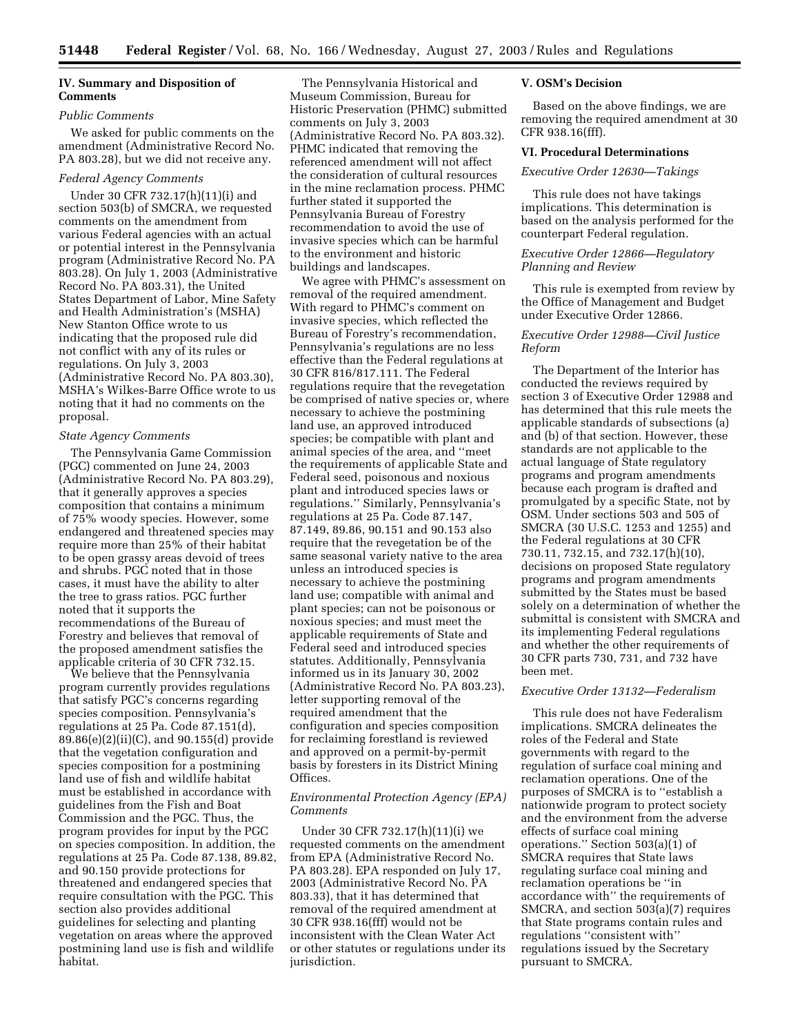## IV. Summary and Disposition of Comments

*Public Comments*

We asked for public comments on the amendment (Administrative Record No. PA 803.28), but we did not receive any.

*Federal Agency Comments*

Under 30 CFR 732.17(h)(11)(i) and section 503(b) of SMCRA, we requested comments on the amendment from various Federal agencies with an actual or potential interest in the Pennsylvania program (Administrative Record No. PA 803.28). On July 1, 2003 (Administrative Record No. PA 803.31), the United States Department of Labor, Mine Safety and Health Administration's (MSHA) New Stanton Office wrote to us indicating that the proposed rule did not conflict with any of its rules or regulations. On July 3, 2003 (Administrative Record No. PA 803.30), MSHA's Wilkes-Barre Office wrote to us noting that it had no comments on the proposal.

*State Agency Comments*

The Pennsylvania Game Commission (PGC) commented on June 24, 2003 (Administrative Record No. PA 803.29), that it generally approves a species composition that contains a minimum of 75% woody species. However, some endangered and threatened species may require more than 25% of their habitat to be open grassy areas devoid of trees and shrubs. PGC noted that in those cases, it must have the ability to alter the tree to grass ratios. PGC further noted that it supports the recommendations of the Bureau of Forestry and believes that removal of the proposed amendment satisfies the applicable criteria of 30 CFR 732.15.

We believe that the Pennsylvania program currently provides regulations that satisfy PGC's concerns regarding species composition. Pennsylvania's regulations at 25 Pa. Code 87.151(d), 89.86(e)(2)(ii)(C), and 90.155(d) provide that the vegetation configuration and species composition for a postmining land use of fish and wildlife habitat must be established in accordance with guidelines from the Fish and Boat Commission and the PGC. Thus, the program provides for input by the PGC on species composition. In addition, the regulations at 25 Pa. Code 87.138, 89.82, and 90.150 provide protections for threatened and endangered species that require consultation with the PGC. This section also provides additional guidelines for selecting and planting vegetation on areas where the approved postmining land use is fish and wildlife habitat.

The Pennsylvania Historical and Museum Commission, Bureau for Historic Preservation (PHMC) submitted comments on July 3, 2003 (Administrative Record No. PA 803.32). PHMC indicated that removing the referenced amendment will not affect the consideration of cultural resources in the mine reclamation process. PHMC further stated it supported the Pennsylvania Bureau of Forestry recommendation to avoid the use of invasive species which can be harmful to the environment and historic buildings and landscapes.

We agree with PHMC's assessment on removal of the required amendment. With regard to PHMC's comment on invasive species, which reflected the Bureau of Forestry's recommendation, Pennsylvania's regulations are no less effective than the Federal regulations at 30 CFR 816/817.111. The Federal regulations require that the revegetation be comprised of native species or, where necessary to achieve the postmining land use, an approved introduced species; be compatible with plant and animal species of the area, and "meet the requirements of applicable State and Federal seed, poisonous and noxious plant and introduced species laws or regulations." Similarly, Pennsylvania's regulations at 25 Pa. Code 87.147, 87.149, 89.86, 90.151 and 90.153 also require that the revegetation be of the same seasonal variety native to the area unless an introduced species is necessary to achieve the postmining land use; compatible with animal and plant species; can not be poisonous or noxious species; and must meet the applicable requirements of State and Federal seed and introduced species statutes. Additionally, Pennsylvania informed us in its January 30, 2002 (Administrative Record No. PA 803.23), letter supporting removal of the required amendment that the configuration and species composition for reclaiming forestland is reviewed and approved on a permit-by-permit basis by foresters in its District Mining Offices.

*Environmental Protection Agency (EPA) Comments*

Under 30 CFR 732.17(h)(11)(i) we requested comments on the amendment from EPA (Administrative Record No. PA 803.28). EPA responded on July 17, 2003 (Administrative Record No. PA 803.33), that it has determined that removal of the required amendment at 30 CFR 938.16(fff) would not be inconsistent with the Clean Water Act or other statutes or regulations under its jurisdiction.

## V. OSM's Decision

Based on the above findings, we are removing the required amendment at 30 CFR 938.16(fff).

## VI. Procedural Determinations

*Executive Order 12630—Takings*

This rule does not have takings implications. This determination is based on the analysis performed for the counterpart Federal regulation.

*Executive Order 12866—Regulatory Planning and Review*

This rule is exempted from review by the Office of Management and Budget under Executive Order 12866.

*Executive Order 12988—Civil Justice Reform*

The Department of the Interior has conducted the reviews required by section 3 of Executive Order 12988 and has determined that this rule meets the applicable standards of subsections (a) and (b) of that section. However, these standards are not applicable to the actual language of State regulatory programs and program amendments because each program is drafted and promulgated by a specific State, not by OSM. Under sections 503 and 505 of SMCRA (30 U.S.C. 1253 and 1255) and the Federal regulations at 30 CFR 730.11, 732.15, and 732.17(h)(10), decisions on proposed State regulatory programs and program amendments submitted by the States must be based solely on a determination of whether the submittal is consistent with SMCRA and its implementing Federal regulations and whether the other requirements of 30 CFR parts 730, 731, and 732 have been met.

*Executive Order 13132—Federalism*

This rule does not have Federalism implications. SMCRA delineates the roles of the Federal and State governments with regard to the regulation of surface coal mining and reclamation operations. One of the purposes of SMCRA is to "establish a nationwide program to protect society and the environment from the adverse effects of surface coal mining operations." Section 503(a)(1) of SMCRA requires that State laws regulating surface coal mining and reclamation operations be "in accordance with" the requirements of SMCRA, and section 503(a)(7) requires that State programs contain rules and regulations "consistent with" regulations issued by the Secretary pursuant to SMCRA.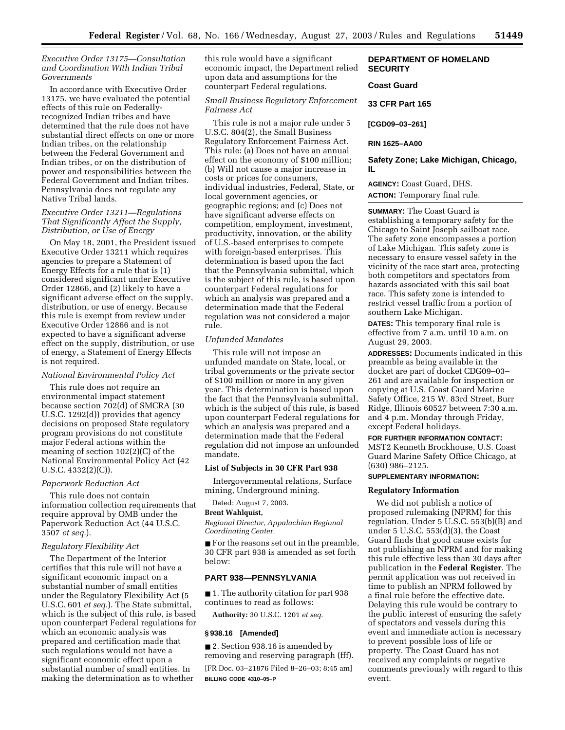*Executive Order 13175—Consultation and Coordination With Indian Tribal Governments*

In accordance with Executive Order 13175, we have evaluated the potential effects of this rule on Federally-recognized Indian tribes and have determined that the rule does not have substantial direct effects on one or more Indian tribes, on the relationship between the Federal Government and Indian tribes, or on the distribution of power and responsibilities between the Federal Government and Indian tribes. Pennsylvania does not regulate any Native Tribal lands.

*Executive Order 13211—Regulations That Significantly Affect the Supply, Distribution, or Use of Energy*

On May 18, 2001, the President issued Executive Order 13211 which requires agencies to prepare a Statement of Energy Effects for a rule that is (1) considered significant under Executive Order 12866, and (2) likely to have a significant adverse effect on the supply, distribution, or use of energy. Because this rule is exempt from review under Executive Order 12866 and is not expected to have a significant adverse effect on the supply, distribution, or use of energy, a Statement of Energy Effects is not required.

*National Environmental Policy Act*

This rule does not require an environmental impact statement because section 702(d) of SMCRA (30 U.S.C. 1292(d)) provides that agency decisions on proposed State regulatory program provisions do not constitute major Federal actions within the meaning of section 102(2)(C) of the National Environmental Policy Act (42 U.S.C. 4332(2)(C)).

*Paperwork Reduction Act*

This rule does not contain information collection requirements that require approval by OMB under the Paperwork Reduction Act (44 U.S.C. 3507 *et seq.*).

*Regulatory Flexibility Act*

The Department of the Interior certifies that this rule will not have a significant economic impact on a substantial number of small entities under the Regulatory Flexibility Act (5 U.S.C. 601 *et seq.*). The State submittal, which is the subject of this rule, is based upon counterpart Federal regulations for which an economic analysis was prepared and certification made that such regulations would not have a significant economic effect upon a substantial number of small entities. In making the determination as to whether this rule would have a significant economic impact, the Department relied upon data and assumptions for the counterpart Federal regulations.

*Small Business Regulatory Enforcement Fairness Act*

This rule is not a major rule under 5 U.S.C. 804(2), the Small Business Regulatory Enforcement Fairness Act. This rule: (a) Does not have an annual effect on the economy of $100 million; (b) Will not cause a major increase in costs or prices for consumers, individual industries, Federal, State, or local government agencies, or geographic regions; and (c) Does not have significant adverse effects on competition, employment, investment, productivity, innovation, or the ability of U.S.-based enterprises to compete with foreign-based enterprises. This determination is based upon the fact that the Pennsylvania submittal, which is the subject of this rule, is based upon counterpart Federal regulations for which an analysis was prepared and a determination made that the Federal regulation was not considered a major rule.

*Unfunded Mandates*

This rule will not impose an unfunded mandate on State, local, or tribal governments or the private sector of $100 million or more in any given year. This determination is based upon the fact that the Pennsylvania submittal, which is the subject of this rule, is based upon counterpart Federal regulations for which an analysis was prepared and a determination made that the Federal regulation did not impose an unfounded mandate.

**List of Subjects in 30 CFR Part 938**

Intergovernmental relations, Surface mining, Underground mining.

Dated: August 7, 2003.

**Brent Wahlquist,**

*Regional Director, Appalachian Regional Coordinating Center.*

■ For the reasons set out in the preamble, 30 CFR part 938 is amended as set forth below:

## PART 938—PENNSYLVANIA

■ 1. The authority citation for part 938 continues to read as follows:

**Authority:** 30 U.S.C. 1201 *et seq.*

**§ 938.16 [Amended]**

■ 2. Section 938.16 is amended by removing and reserving paragraph (fff).

[FR Doc. 03–21876 Filed 8–26–03; 8:45 am]

**BILLING CODE 4310–05–P**

---

**DEPARTMENT OF HOMELAND SECURITY**

**Coast Guard**

**33 CFR Part 165**

**[CGD09–03–261]**

**RIN 1625–AA00**

## Safety Zone; Lake Michigan, Chicago, IL

**AGENCY:** Coast Guard, DHS.

**ACTION:** Temporary final rule.

**SUMMARY:** The Coast Guard is establishing a temporary safety for the Chicago to Saint Joseph sailboat race. The safety zone encompasses a portion of Lake Michigan. This safety zone is necessary to ensure vessel safety in the vicinity of the race start area, protecting both competitors and spectators from hazards associated with this sail boat race. This safety zone is intended to restrict vessel traffic from a portion of southern Lake Michigan.

**DATES:** This temporary final rule is effective from 7 a.m. until 10 a.m. on August 29, 2003.

**ADDRESSES:** Documents indicated in this preamble as being available in the docket are part of docket CDG09–03–261 and are available for inspection or copying at U.S. Coast Guard Marine Safety Office, 215 W. 83rd Street, Burr Ridge, Illinois 60527 between 7:30 a.m. and 4 p.m. Monday through Friday, except Federal holidays.

**FOR FURTHER INFORMATION CONTACT:** MST2 Kenneth Brockhouse, U.S. Coast Guard Marine Safety Office Chicago, at (630) 986–2125.

**SUPPLEMENTARY INFORMATION:**

**Regulatory Information**

We did not publish a notice of proposed rulemaking (NPRM) for this regulation. Under 5 U.S.C. 553(b)(B) and under 5 U.S.C. 553(d)(3), the Coast Guard finds that good cause exists for not publishing an NPRM and for making this rule effective less than 30 days after publication in the **Federal Register**. The permit application was not received in time to publish an NPRM followed by a final rule before the effective date. Delaying this rule would be contrary to the public interest of ensuring the safety of spectators and vessels during this event and immediate action is necessary to prevent possible loss of life or property. The Coast Guard has not received any complaints or negative comments previously with regard to this event.